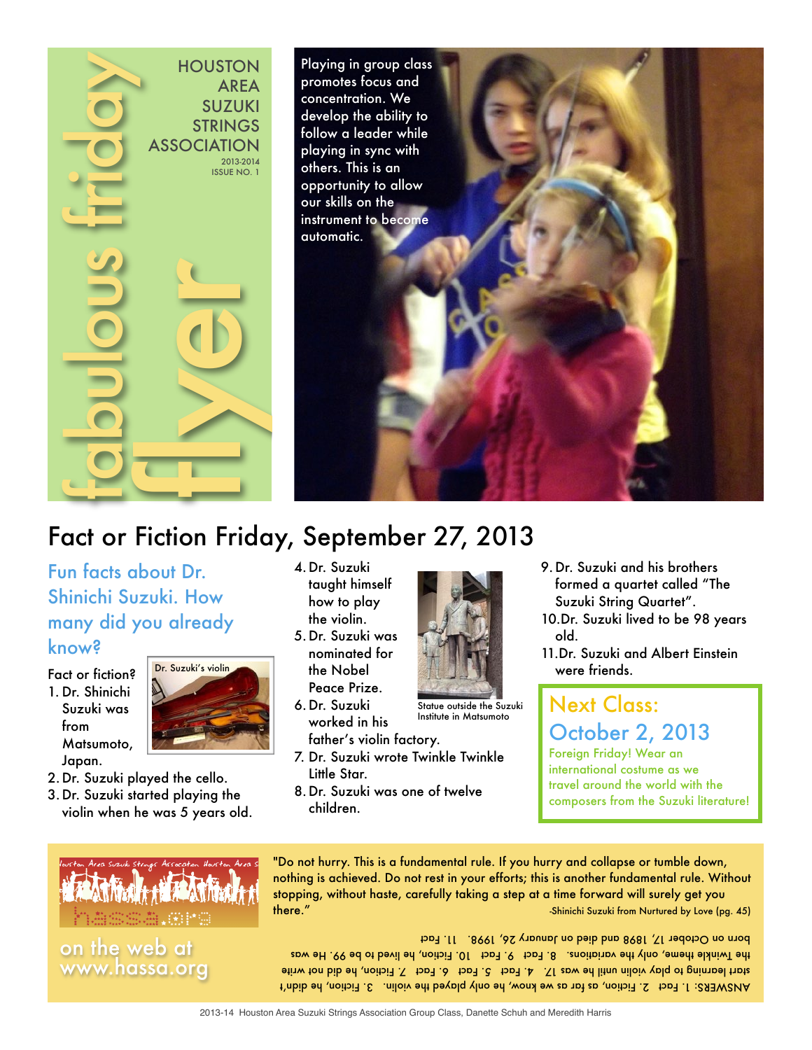# fabulous friday flyer

HOUSTON AREA SUZUKI STRINGS ASSOCIATION

2013-2014 ISSUE NO. 1

Playing in group class promotes focus and concentration. We develop the ability to follow a leader while playing in sync with others. This is an opportunity to allow our skills on the instrument to become automatic.

## Fact or Fiction Friday, September 27, 2013

### Fun facts about Dr. Shinichi Suzuki. How many did you already know?

Dr. Suzuki's violin

Fact or fiction?

1. Dr. Shinichi Suzuki was from Matsumoto, Japan.
2. Dr. Suzuki played the cello.
3. Dr. Suzuki started playing the violin when he was 5 years old.
4. Dr. Suzuki taught himself how to play the violin.
5. Dr. Suzuki was nominated for the Nobel Peace Prize.
6. Dr. Suzuki worked in his father's violin factory.
7. Dr. Suzuki wrote Twinkle Twinkle Little Star.
8. Dr. Suzuki was one of twelve children.
9. Dr. Suzuki and his brothers formed a quartet called "The Suzuki String Quartet".
10. Dr. Suzuki lived to be 98 years old.
11. Dr. Suzuki and Albert Einstein were friends.

Statue outside the Suzuki Institute in Matsumoto

### Next Class: October 2, 2013

Foreign Friday! Wear an international costume as we travel around the world with the composers from the Suzuki literature!

"Do not hurry. This is a fundamental rule. If you hurry and collapse or tumble down, nothing is achieved. Do not rest in your efforts; this is another fundamental rule. Without stopping, without haste, carefully taking a step at a time forward will surely get you there."

-Shinichi Suzuki from Nurtured by Love (pg. 45)

ANSWERS: 1. Fact 2. Fiction, as far as we know, he only played the violin. 3. Fiction, he didn't start learning to play violin until he was 17. 4. Fact 5. Fact 6. Fact 7. Fiction, he did not write the Twinkle theme, only the variations. 8. Fact 9. Fact 10. Fiction, he lived to be 99. He was born on October 17, 1898 and died on January 26, 1998. 11. Fact

Houston Area Suzuki Strings Association

hassa.org

on the web at www.hassa.org

2013-14 Houston Area Suzuki Strings Association Group Class, Danette Schuh and Meredith Harris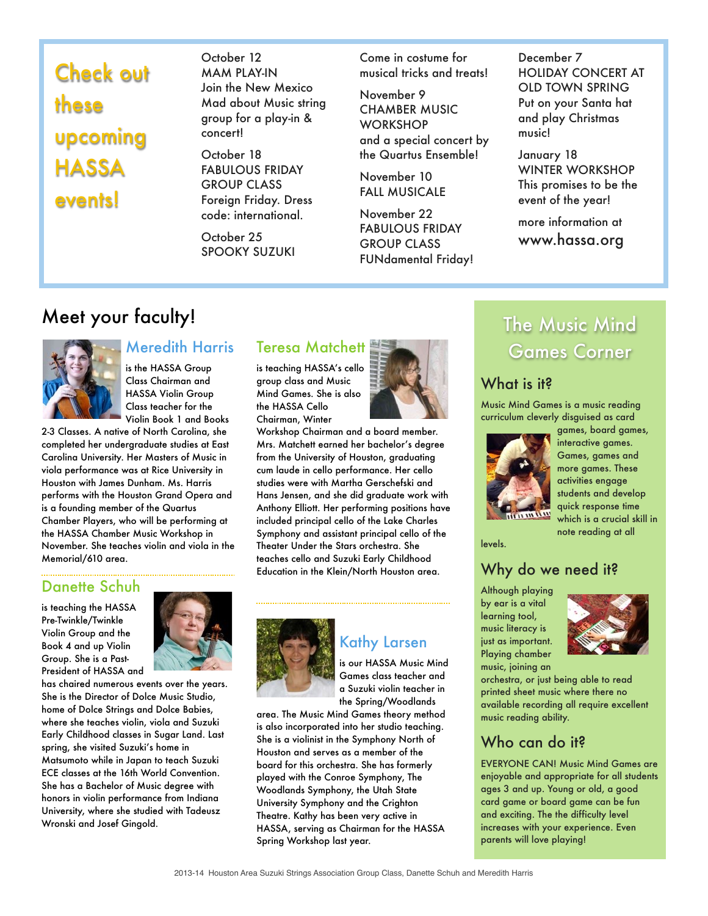## Check out these upcoming HASSA events!

October 12
MAM PLAY-IN
Join the New Mexico Mad about Music string group for a play-in & concert!

October 18
FABULOUS FRIDAY GROUP CLASS
Foreign Friday. Dress code: international.

October 25
SPOOKY SUZUKI
Come in costume for musical tricks and treats!

November 9
CHAMBER MUSIC WORKSHOP
and a special concert by the Quartus Ensemble!

November 10
FALL MUSICALE

November 22
FABULOUS FRIDAY GROUP CLASS
FUNdamental Friday!

December 7
HOLIDAY CONCERT AT OLD TOWN SPRING
Put on your Santa hat and play Christmas music!

January 18
WINTER WORKSHOP
This promises to be the event of the year!

more information at
www.hassa.org

# Meet your faculty!

### Meredith Harris

is the HASSA Group Class Chairman and HASSA Violin Group Class teacher for the Violin Book 1 and Books 2-3 Classes. A native of North Carolina, she completed her undergraduate studies at East Carolina University. Her Masters of Music in viola performance was at Rice University in Houston with James Dunham. Ms. Harris performs with the Houston Grand Opera and is a founding member of the Quartus Chamber Players, who will be performing at the HASSA Chamber Music Workshop in November. She teaches violin and viola in the Memorial/610 area.

### Danette Schuh

is teaching the HASSA Pre-Twinkle/Twinkle Violin Group and the Book 4 and up Violin Group. She is a Past-President of HASSA and has chaired numerous events over the years. She is the Director of Dolce Music Studio, home of Dolce Strings and Dolce Babies, where she teaches violin, viola and Suzuki Early Childhood classes in Sugar Land. Last spring, she visited Suzuki's home in Matsumoto while in Japan to teach Suzuki ECE classes at the 16th World Convention. She has a Bachelor of Music degree with honors in violin performance from Indiana University, where she studied with Tadeusz Wronski and Josef Gingold.

### Teresa Matchett

is teaching HASSA's cello group class and Music Mind Games. She is also the HASSA Cello Chairman, Winter Workshop Chairman and a board member. Mrs. Matchett earned her bachelor's degree from the University of Houston, graduating cum laude in cello performance. Her cello studies were with Martha Gerschefski and Hans Jensen, and she did graduate work with Anthony Elliott. Her performing positions have included principal cello of the Lake Charles Symphony and assistant principal cello of the Theater Under the Stars orchestra. She teaches cello and Suzuki Early Childhood Education in the Klein/North Houston area.

### Kathy Larsen

is our HASSA Music Mind Games class teacher and a Suzuki violin teacher in the Spring/Woodlands area. The Music Mind Games theory method is also incorporated into her studio teaching. She is a violinist in the Symphony North of Houston and serves as a member of the board for this orchestra. She has formerly played with the Conroe Symphony, The Woodlands Symphony, the Utah State University Symphony and the Crighton Theatre. Kathy has been very active in HASSA, serving as Chairman for the HASSA Spring Workshop last year.

## The Music Mind Games Corner

### What is it?

Music Mind Games is a music reading curriculum cleverly disguised as card games, board games, interactive games. Games, games and more games. These activities engage students and develop quick response time which is a crucial skill in note reading at all levels.

### Why do we need it?

Although playing by ear is a vital learning tool, music literacy is just as important. Playing chamber music, joining an orchestra, or just being able to read printed sheet music where there no available recording all require excellent music reading ability.

### Who can do it?

EVERYONE CAN! Music Mind Games are enjoyable and appropriate for all students ages 3 and up. Young or old, a good card game or board game can be fun and exciting. The the difficulty level increases with your experience. Even parents will love playing!

2013-14 Houston Area Suzuki Strings Association Group Class, Danette Schuh and Meredith Harris